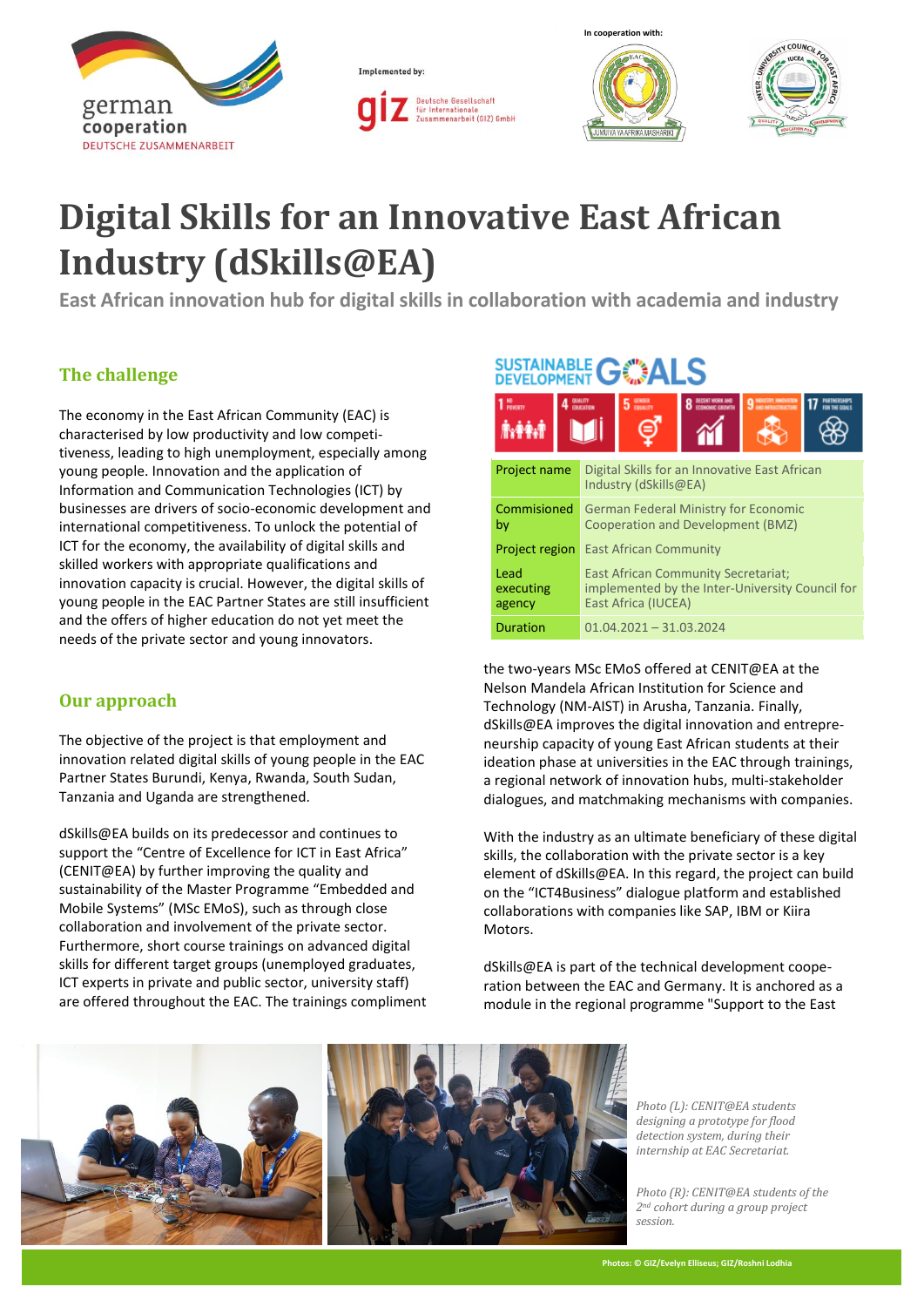Implemented by:

In cooperation with:

# Digital Skills for an Innovative East African Industry (dSkills@EA)

**East African innovation hub for digital skills in collaboration with academia and industry**

## The challenge

The economy in the East African Community (EAC) is characterised by low productivity and low competitiveness, leading to high unemployment, especially among young people. Innovation and the application of Information and Communication Technologies (ICT) by businesses are drivers of socio-economic development and international competitiveness. To unlock the potential of ICT for the economy, the availability of digital skills and skilled workers with appropriate qualifications and innovation capacity is crucial. However, the digital skills of young people in the EAC Partner States are still insufficient and the offers of higher education do not yet meet the needs of the private sector and young innovators.

## Our approach

The objective of the project is that employment and innovation related digital skills of young people in the EAC Partner States Burundi, Kenya, Rwanda, South Sudan, Tanzania and Uganda are strengthened.

dSkills@EA builds on its predecessor and continues to support the "Centre of Excellence for ICT in East Africa" (CENIT@EA) by further improving the quality and sustainability of the Master Programme "Embedded and Mobile Systems" (MSc EMoS), such as through close collaboration and involvement of the private sector. Furthermore, short course trainings on advanced digital skills for different target groups (unemployed graduates, ICT experts in private and public sector, university staff) are offered throughout the EAC. The trainings compliment the two-years MSc EMoS offered at CENIT@EA at the Nelson Mandela African Institution for Science and Technology (NM-AIST) in Arusha, Tanzania. Finally, dSkills@EA improves the digital innovation and entrepreneurship capacity of young East African students at their ideation phase at universities in the EAC through trainings, a regional network of innovation hubs, multi-stakeholder dialogues, and matchmaking mechanisms with companies.

With the industry as an ultimate beneficiary of these digital skills, the collaboration with the private sector is a key element of dSkills@EA. In this regard, the project can build on the "ICT4Business" dialogue platform and established collaborations with companies like SAP, IBM or Kiira Motors.

dSkills@EA is part of the technical development cooperation between the EAC and Germany. It is anchored as a module in the regional programme "Support to the East

| | |
|---|---|
| Project name | Digital Skills for an Innovative East African Industry (dSkills@EA) |
| Commisioned by | German Federal Ministry for Economic Cooperation and Development (BMZ) |
| Project region | East African Community |
| Lead executing agency | East African Community Secretariat; implemented by the Inter-University Council for East Africa (IUCEA) |
| Duration | 01.04.2021 – 31.03.2024 |

*Photo (L): CENIT@EA students designing a prototype for flood detection system, during their internship at EAC Secretariat.*

*Photo (R): CENIT@EA students of the 2nd cohort during a group project session.*

Photos: © GIZ/Evelyn Elliseus; GIZ/Roshni Lodhia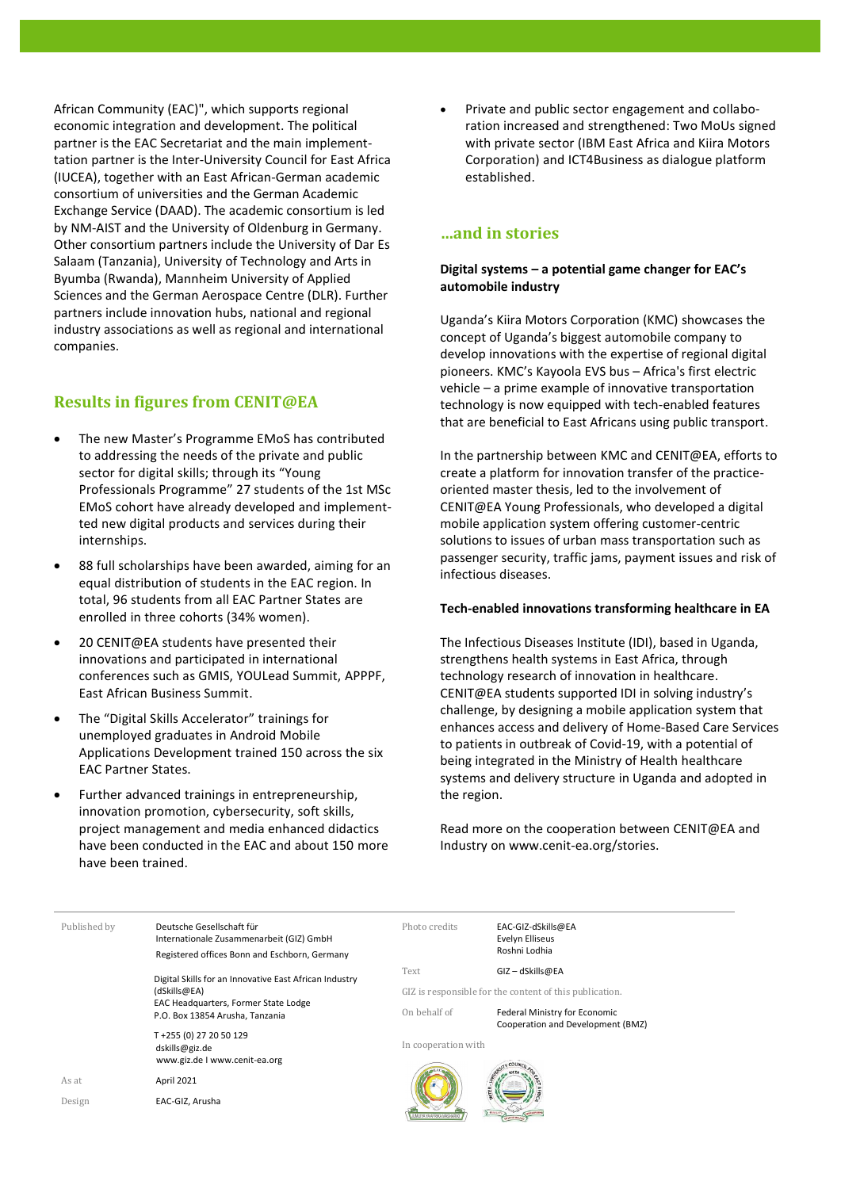African Community (EAC)", which supports regional economic integration and development. The political partner is the EAC Secretariat and the main implementtation partner is the Inter-University Council for East Africa (IUCEA), together with an East African-German academic consortium of universities and the German Academic Exchange Service (DAAD). The academic consortium is led by NM-AIST and the University of Oldenburg in Germany. Other consortium partners include the University of Dar Es Salaam (Tanzania), University of Technology and Arts in Byumba (Rwanda), Mannheim University of Applied Sciences and the German Aerospace Centre (DLR). Further partners include innovation hubs, national and regional industry associations as well as regional and international companies.

## Results in figures from CENIT@EA

- The new Master's Programme EMoS has contributed to addressing the needs of the private and public sector for digital skills; through its "Young Professionals Programme" 27 students of the 1st MSc EMoS cohort have already developed and implementted new digital products and services during their internships.
- 88 full scholarships have been awarded, aiming for an equal distribution of students in the EAC region. In total, 96 students from all EAC Partner States are enrolled in three cohorts (34% women).
- 20 CENIT@EA students have presented their innovations and participated in international conferences such as GMIS, YOULead Summit, APPPF, East African Business Summit.
- The "Digital Skills Accelerator" trainings for unemployed graduates in Android Mobile Applications Development trained 150 across the six EAC Partner States.
- Further advanced trainings in entrepreneurship, innovation promotion, cybersecurity, soft skills, project management and media enhanced didactics have been conducted in the EAC and about 150 more have been trained.
- Private and public sector engagement and collaboration increased and strengthened: Two MoUs signed with private sector (IBM East Africa and Kiira Motors Corporation) and ICT4Business as dialogue platform established.

## ...and in stories

**Digital systems – a potential game changer for EAC's automobile industry**

Uganda's Kiira Motors Corporation (KMC) showcases the concept of Uganda's biggest automobile company to develop innovations with the expertise of regional digital pioneers. KMC's Kayoola EVS bus – Africa's first electric vehicle – a prime example of innovative transportation technology is now equipped with tech-enabled features that are beneficial to East Africans using public transport.

In the partnership between KMC and CENIT@EA, efforts to create a platform for innovation transfer of the practice-oriented master thesis, led to the involvement of CENIT@EA Young Professionals, who developed a digital mobile application system offering customer-centric solutions to issues of urban mass transportation such as passenger security, traffic jams, payment issues and risk of infectious diseases.

**Tech-enabled innovations transforming healthcare in EA**

The Infectious Diseases Institute (IDI), based in Uganda, strengthens health systems in East Africa, through technology research of innovation in healthcare. CENIT@EA students supported IDI in solving industry's challenge, by designing a mobile application system that enhances access and delivery of Home-Based Care Services to patients in outbreak of Covid-19, with a potential of being integrated in the Ministry of Health healthcare systems and delivery structure in Uganda and adopted in the region.

Read more on the cooperation between CENIT@EA and Industry on www.cenit-ea.org/stories.

---

Published by: Deutsche Gesellschaft für Internationale Zusammenarbeit (GIZ) GmbH
Registered offices Bonn and Eschborn, Germany

Digital Skills for an Innovative East African Industry (dSkills@EA)
EAC Headquarters, Former State Lodge
P.O. Box 13854 Arusha, Tanzania

T +255 (0) 27 20 50 129
dskills@giz.de
www.giz.de I www.cenit-ea.org

As at: April 2021

Design: EAC-GIZ, Arusha

Photo credits: EAC-GIZ-dSkills@EA
Evelyn Elliseus
Roshni Lodhia

Text: GIZ – dSkills@EA

GIZ is responsible for the content of this publication.

On behalf of: Federal Ministry for Economic Cooperation and Development (BMZ)

In cooperation with